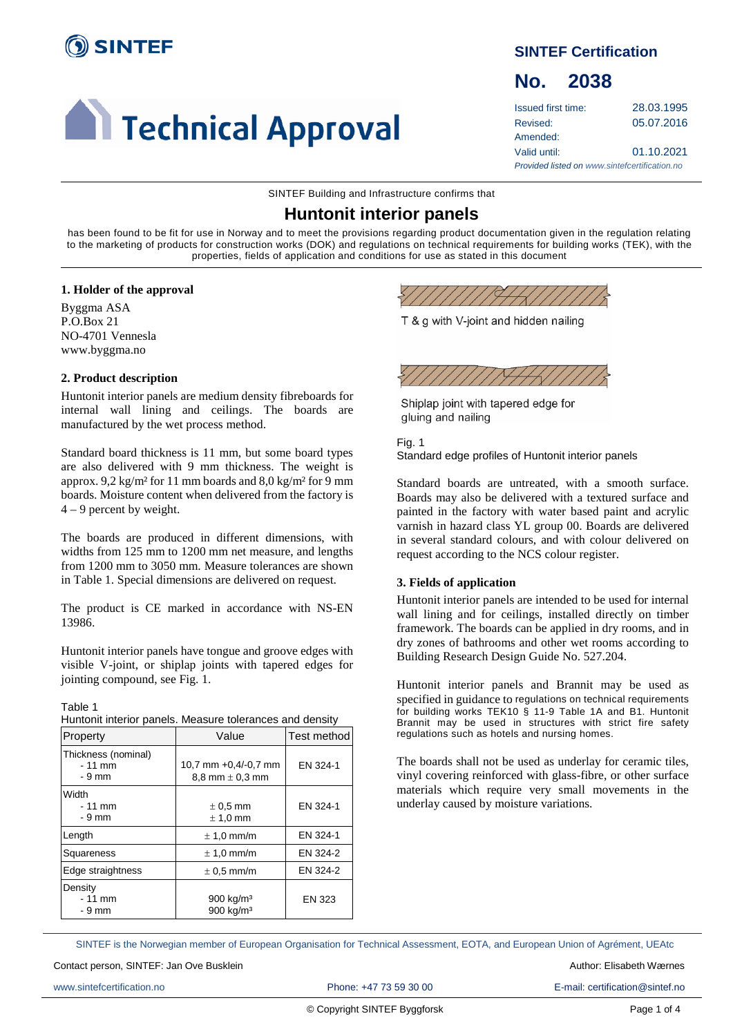SINTEF

# Technical Approval

**SINTEF Certification**

**No. 2038**

| | |
|---|---|
| Issued first time: | 28.03.1995 |
| Revised: | 05.07.2016 |
| Amended: | |
| Valid until: | 01.10.2021 |

*Provided listed on www.sintefcertification.no*

SINTEF Building and Infrastructure confirms that

## Huntonit interior panels

has been found to be fit for use in Norway and to meet the provisions regarding product documentation given in the regulation relating to the marketing of products for construction works (DOK) and regulations on technical requirements for building works (TEK), with the properties, fields of application and conditions for use as stated in this document

### 1. Holder of the approval

Byggma ASA
P.O.Box 21
NO-4701 Vennesla
www.byggma.no

### 2. Product description

Huntonit interior panels are medium density fibreboards for internal wall lining and ceilings. The boards are manufactured by the wet process method.

Standard board thickness is 11 mm, but some board types are also delivered with 9 mm thickness. The weight is approx. 9,2 kg/m² for 11 mm boards and 8,0 kg/m² for 9 mm boards. Moisture content when delivered from the factory is 4 – 9 percent by weight.

The boards are produced in different dimensions, with widths from 125 mm to 1200 mm net measure, and lengths from 1200 mm to 3050 mm. Measure tolerances are shown in Table 1. Special dimensions are delivered on request.

The product is CE marked in accordance with NS-EN 13986.

Huntonit interior panels have tongue and groove edges with visible V-joint, or shiplap joints with tapered edges for jointing compound, see Fig. 1.

Table 1
Huntonit interior panels. Measure tolerances and density

| Property | Value | Test method |
|---|---|---|
| Thickness (nominal)<br>- 11 mm<br>- 9 mm | 10,7 mm +0,4/-0,7 mm<br>8,8 mm ± 0,3 mm | EN 324-1 |
| Width<br>- 11 mm<br>- 9 mm | ± 0,5 mm<br>± 1,0 mm | EN 324-1 |
| Length | ± 1,0 mm/m | EN 324-1 |
| Squareness | ± 1,0 mm/m | EN 324-2 |
| Edge straightness | ± 0,5 mm/m | EN 324-2 |
| Density<br>- 11 mm<br>- 9 mm | 900 kg/m³<br>900 kg/m³ | EN 323 |

T & g with V-joint and hidden nailing

Shiplap joint with tapered edge for gluing and nailing

Fig. 1
Standard edge profiles of Huntonit interior panels

Standard boards are untreated, with a smooth surface. Boards may also be delivered with a textured surface and painted in the factory with water based paint and acrylic varnish in hazard class YL group 00. Boards are delivered in several standard colours, and with colour delivered on request according to the NCS colour register.

### 3. Fields of application

Huntonit interior panels are intended to be used for internal wall lining and for ceilings, installed directly on timber framework. The boards can be applied in dry rooms, and in dry zones of bathrooms and other wet rooms according to Building Research Design Guide No. 527.204.

Huntonit interior panels and Brannit may be used as specified in guidance to regulations on technical requirements for building works TEK10 § 11-9 Table 1A and B1. Huntonit Brannit may be used in structures with strict fire safety regulations such as hotels and nursing homes.

The boards shall not be used as underlay for ceramic tiles, vinyl covering reinforced with glass-fibre, or other surface materials which require very small movements in the underlay caused by moisture variations.

SINTEF is the Norwegian member of European Organisation for Technical Assessment, EOTA, and European Union of Agrément, UEAtc

Contact person, SINTEF: Jan Ove Busklein — Author: Elisabeth Wærnes

www.sintefcertification.no — Phone: +47 73 59 30 00 — E-mail: certification@sintef.no

© Copyright SINTEF Byggforsk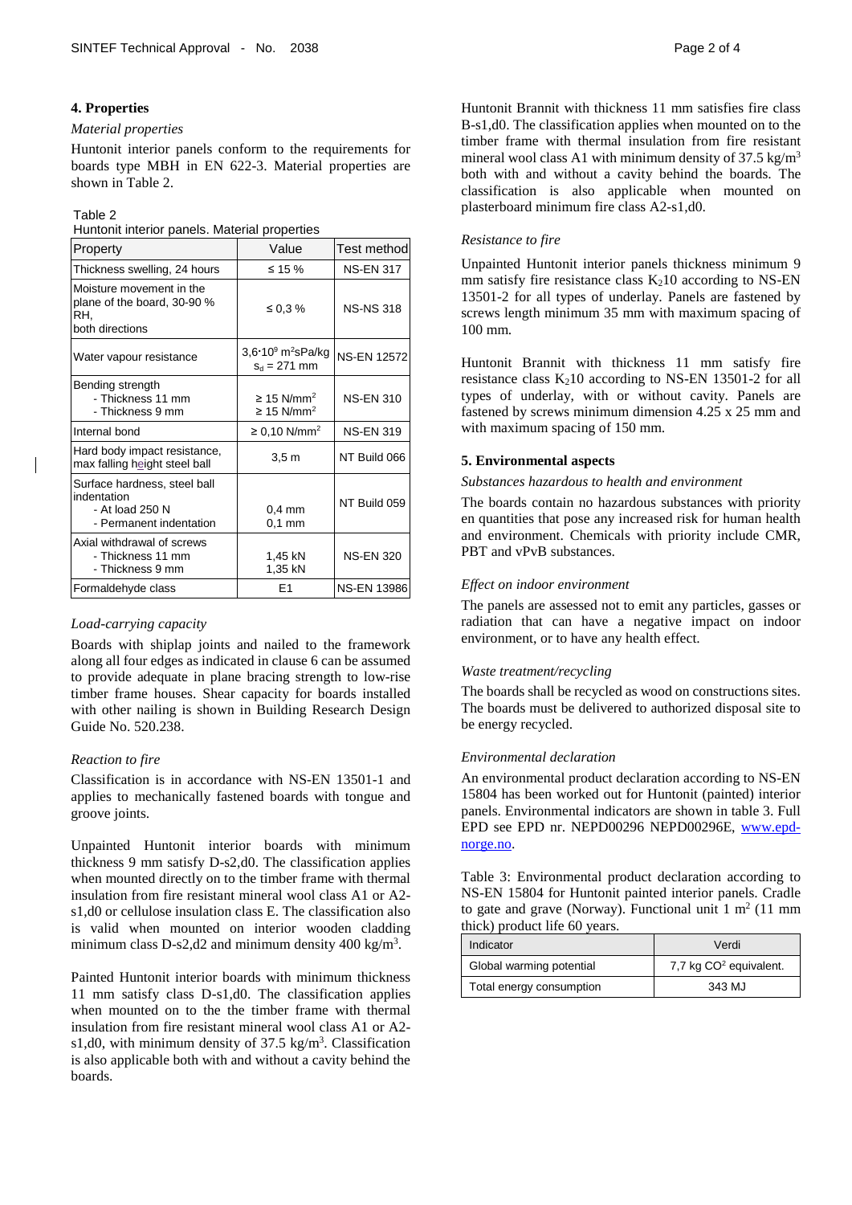## 4. Properties

*Material properties*

Huntonit interior panels conform to the requirements for boards type MBH in EN 622-3. Material properties are shown in Table 2.

Table 2
Huntonit interior panels. Material properties

| Property | Value | Test method |
|---|---|---|
| Thickness swelling, 24 hours | ≤ 15 % | NS-EN 317 |
| Moisture movement in the plane of the board, 30-90 % RH, both directions | ≤ 0,3 % | NS-NS 318 |
| Water vapour resistance | $3{,}6{\cdot}10^9$ $m^2sPa/kg$ $s_d$ = 271 mm | NS-EN 12572 |
| Bending strength<br>- Thickness 11 mm<br>- Thickness 9 mm | <br>≥ 15 $N/mm^2$<br>≥ 15 $N/mm^2$ | NS-EN 310 |
| Internal bond | ≥ 0,10 $N/mm^2$ | NS-EN 319 |
| Hard body impact resistance, max falling height steel ball | 3,5 m | NT Build 066 |
| Surface hardness, steel ball indentation<br>- At load 250 N<br>- Permanent indentation | <br><br>0,4 mm<br>0,1 mm | NT Build 059 |
| Axial withdrawal of screws<br>- Thickness 11 mm<br>- Thickness 9 mm | <br>1,45 kN<br>1,35 kN | NS-EN 320 |
| Formaldehyde class | E1 | NS-EN 13986 |

*Load-carrying capacity*

Boards with shiplap joints and nailed to the framework along all four edges as indicated in clause 6 can be assumed to provide adequate in plane bracing strength to low-rise timber frame houses. Shear capacity for boards installed with other nailing is shown in Building Research Design Guide No. 520.238.

*Reaction to fire*

Classification is in accordance with NS-EN 13501-1 and applies to mechanically fastened boards with tongue and groove joints.

Unpainted Huntonit interior boards with minimum thickness 9 mm satisfy D-s2,d0. The classification applies when mounted directly on to the timber frame with thermal insulation from fire resistant mineral wool class A1 or A2-s1,d0 or cellulose insulation class E. The classification also is valid when mounted on interior wooden cladding minimum class D-s2,d2 and minimum density 400 $kg/m^3$.

Painted Huntonit interior boards with minimum thickness 11 mm satisfy class D-s1,d0. The classification applies when mounted on to the the timber frame with thermal insulation from fire resistant mineral wool class A1 or A2-s1,d0, with minimum density of 37.5 $kg/m^3$. Classification is also applicable both with and without a cavity behind the boards.

Huntonit Brannit with thickness 11 mm satisfies fire class B-s1,d0. The classification applies when mounted on to the timber frame with thermal insulation from fire resistant mineral wool class A1 with minimum density of 37.5 $kg/m^3$ both with and without a cavity behind the boards. The classification is also applicable when mounted on plasterboard minimum fire class A2-s1,d0.

*Resistance to fire*

Unpainted Huntonit interior panels thickness minimum 9 mm satisfy fire resistance class $K_2$10 according to NS-EN 13501-2 for all types of underlay. Panels are fastened by screws length minimum 35 mm with maximum spacing of 100 mm.

Huntonit Brannit with thickness 11 mm satisfy fire resistance class $K_2$10 according to NS-EN 13501-2 for all types of underlay, with or without cavity. Panels are fastened by screws minimum dimension 4.25 x 25 mm and with maximum spacing of 150 mm.

## 5. Environmental aspects

*Substances hazardous to health and environment*

The boards contain no hazardous substances with priority en quantities that pose any increased risk for human health and environment. Chemicals with priority include CMR, PBT and vPvB substances.

*Effect on indoor environment*

The panels are assessed not to emit any particles, gasses or radiation that can have a negative impact on indoor environment, or to have any health effect.

*Waste treatment/recycling*

The boards shall be recycled as wood on constructions sites. The boards must be delivered to authorized disposal site to be energy recycled.

*Environmental declaration*

An environmental product declaration according to NS-EN 15804 has been worked out for Huntonit (painted) interior panels. Environmental indicators are shown in table 3. Full EPD see EPD nr. NEPD00296 NEPD00296E, [www.epd-norge.no](www.epd-norge.no).

Table 3: Environmental product declaration according to NS-EN 15804 for Huntonit painted interior panels. Cradle to gate and grave (Norway). Functional unit 1 $m^2$ (11 mm thick) product life 60 years.

| Indicator | Verdi |
|---|---|
| Global warming potential | 7,7 kg $CO^2$ equivalent. |
| Total energy consumption | 343 MJ |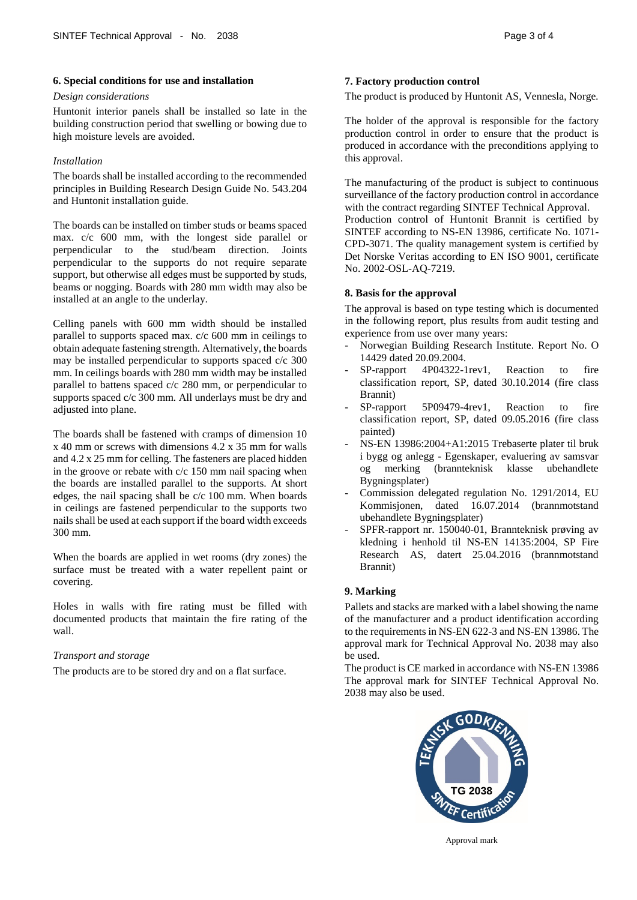## 6. Special conditions for use and installation

*Design considerations*

Huntonit interior panels shall be installed so late in the building construction period that swelling or bowing due to high moisture levels are avoided.

*Installation*

The boards shall be installed according to the recommended principles in Building Research Design Guide No. 543.204 and Huntonit installation guide.

The boards can be installed on timber studs or beams spaced max. c/c 600 mm, with the longest side parallel or perpendicular to the stud/beam direction. Joints perpendicular to the supports do not require separate support, but otherwise all edges must be supported by studs, beams or nogging. Boards with 280 mm width may also be installed at an angle to the underlay.

Celling panels with 600 mm width should be installed parallel to supports spaced max. c/c 600 mm in ceilings to obtain adequate fastening strength. Alternatively, the boards may be installed perpendicular to supports spaced c/c 300 mm. In ceilings boards with 280 mm width may be installed parallel to battens spaced c/c 280 mm, or perpendicular to supports spaced c/c 300 mm. All underlays must be dry and adjusted into plane.

The boards shall be fastened with cramps of dimension 10 x 40 mm or screws with dimensions 4.2 x 35 mm for walls and 4.2 x 25 mm for celling. The fasteners are placed hidden in the groove or rebate with c/c 150 mm nail spacing when the boards are installed parallel to the supports. At short edges, the nail spacing shall be c/c 100 mm. When boards in ceilings are fastened perpendicular to the supports two nails shall be used at each support if the board width exceeds 300 mm.

When the boards are applied in wet rooms (dry zones) the surface must be treated with a water repellent paint or covering.

Holes in walls with fire rating must be filled with documented products that maintain the fire rating of the wall.

*Transport and storage*

The products are to be stored dry and on a flat surface.

## 7. Factory production control

The product is produced by Huntonit AS, Vennesla, Norge.

The holder of the approval is responsible for the factory production control in order to ensure that the product is produced in accordance with the preconditions applying to this approval.

The manufacturing of the product is subject to continuous surveillance of the factory production control in accordance with the contract regarding SINTEF Technical Approval. Production control of Huntonit Brannit is certified by SINTEF according to NS-EN 13986, certificate No. 1071-CPD-3071. The quality management system is certified by Det Norske Veritas according to EN ISO 9001, certificate No. 2002-OSL-AQ-7219.

## 8. Basis for the approval

The approval is based on type testing which is documented in the following report, plus results from audit testing and experience from use over many years:

- Norwegian Building Research Institute. Report No. O 14429 dated 20.09.2004.
- SP-rapport 4P04322-1rev1, Reaction to fire classification report, SP, dated 30.10.2014 (fire class Brannit)
- SP-rapport 5P09479-4rev1, Reaction to fire classification report, SP, dated 09.05.2016 (fire class painted)
- NS-EN 13986:2004+A1:2015 Trebaserte plater til bruk i bygg og anlegg - Egenskaper, evaluering av samsvar og merking (brannteknisk klasse ubehandlete Bygningsplater)
- Commission delegated regulation No. 1291/2014, EU Kommisjonen, dated 16.07.2014 (brannmotstand ubehandlete Bygningsplater)
- SPFR-rapport nr. 150040-01, Brannteknisk prøving av kledning i henhold til NS-EN 14135:2004, SP Fire Research AS, datert 25.04.2016 (brannmotstand Brannit)

## 9. Marking

Pallets and stacks are marked with a label showing the name of the manufacturer and a product identification according to the requirements in NS-EN 622-3 and NS-EN 13986. The approval mark for Technical Approval No. 2038 may also be used.

The product is CE marked in accordance with NS-EN 13986 The approval mark for SINTEF Technical Approval No. 2038 may also be used.

Approval mark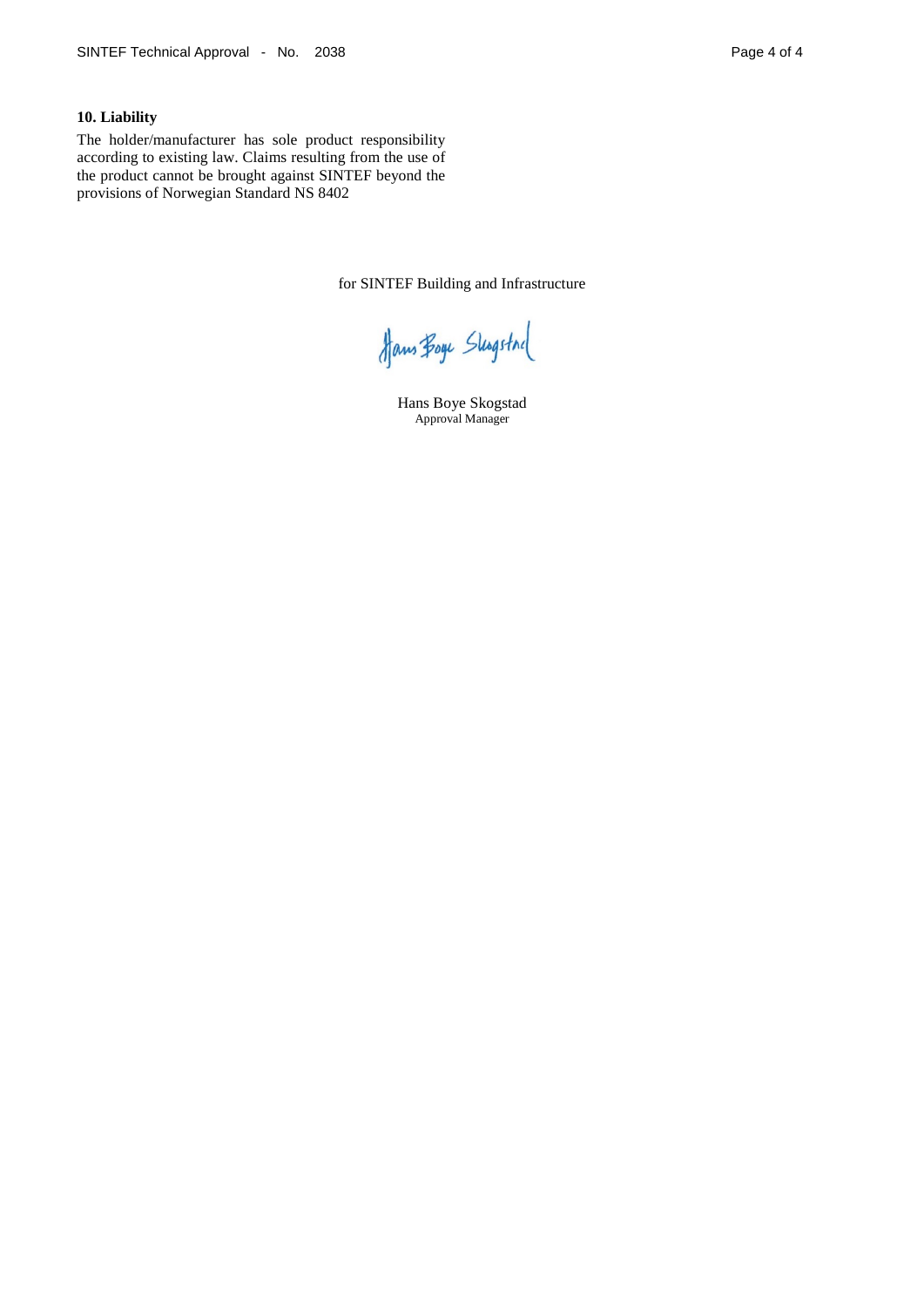## 10. Liability

The holder/manufacturer has sole product responsibility according to existing law. Claims resulting from the use of the product cannot be brought against SINTEF beyond the provisions of Norwegian Standard NS 8402

for SINTEF Building and Infrastructure

Hans Boye Skogstad
Approval Manager